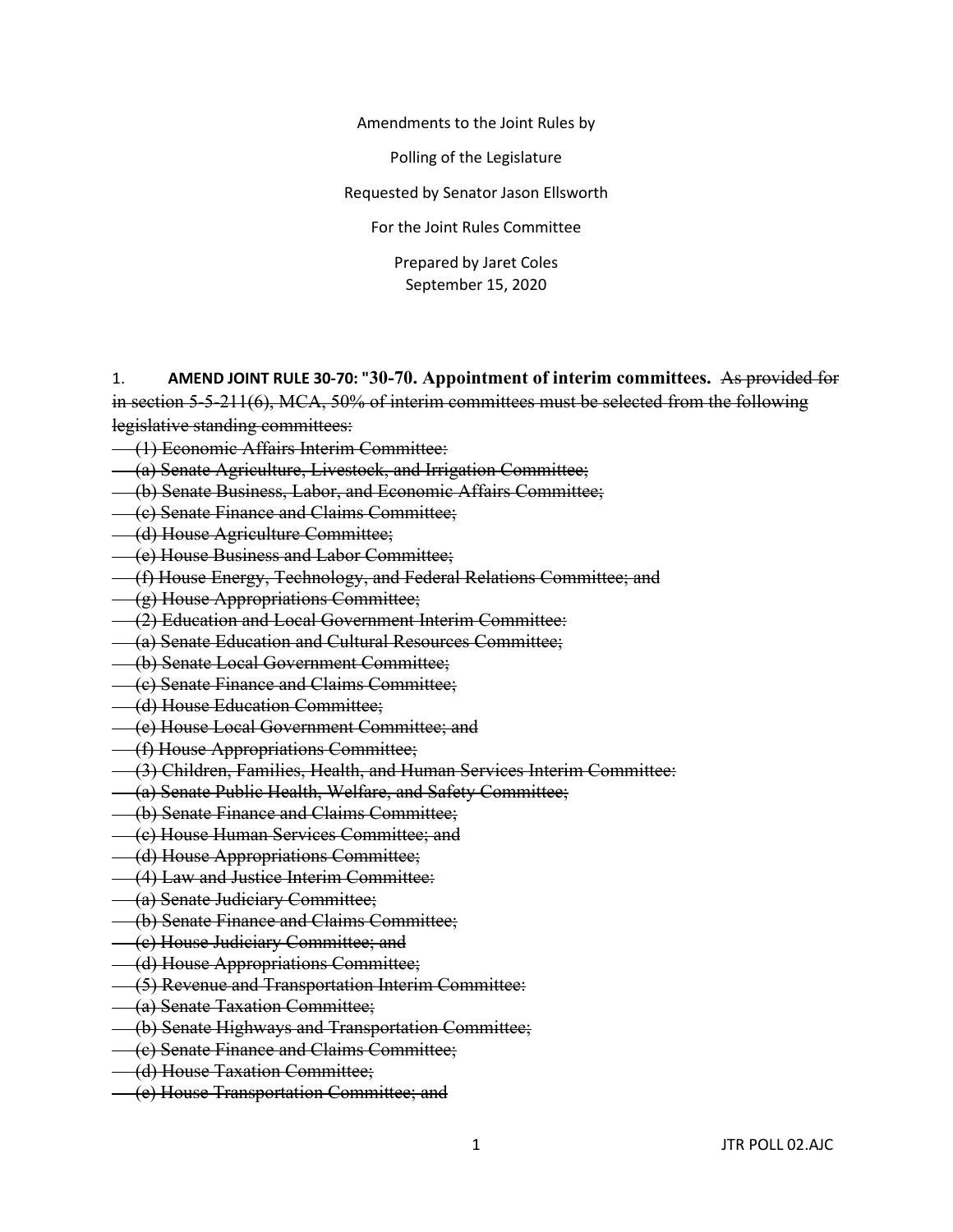Amendments to the Joint Rules by

Polling of the Legislature

Requested by Senator Jason Ellsworth

For the Joint Rules Committee

Prepared by Jaret Coles
September 15, 2020

1. **AMEND JOINT RULE 30-70: "30-70. Appointment of interim committees.** ~~As provided for in section 5-5-211(6), MCA, 50% of interim committees must be selected from the following legislative standing committees:~~

~~(1) Economic Affairs Interim Committee:~~
~~(a) Senate Agriculture, Livestock, and Irrigation Committee;~~
~~(b) Senate Business, Labor, and Economic Affairs Committee;~~
~~(c) Senate Finance and Claims Committee;~~
~~(d) House Agriculture Committee;~~
~~(e) House Business and Labor Committee;~~
~~(f) House Energy, Technology, and Federal Relations Committee; and~~
~~(g) House Appropriations Committee;~~
~~(2) Education and Local Government Interim Committee:~~
~~(a) Senate Education and Cultural Resources Committee;~~
~~(b) Senate Local Government Committee;~~
~~(c) Senate Finance and Claims Committee;~~
~~(d) House Education Committee;~~
~~(e) House Local Government Committee; and~~
~~(f) House Appropriations Committee;~~
~~(3) Children, Families, Health, and Human Services Interim Committee:~~
~~(a) Senate Public Health, Welfare, and Safety Committee;~~
~~(b) Senate Finance and Claims Committee;~~
~~(c) House Human Services Committee; and~~
~~(d) House Appropriations Committee;~~
~~(4) Law and Justice Interim Committee:~~
~~(a) Senate Judiciary Committee;~~
~~(b) Senate Finance and Claims Committee;~~
~~(c) House Judiciary Committee; and~~
~~(d) House Appropriations Committee;~~
~~(5) Revenue and Transportation Interim Committee:~~
~~(a) Senate Taxation Committee;~~
~~(b) Senate Highways and Transportation Committee;~~
~~(c) Senate Finance and Claims Committee;~~
~~(d) House Taxation Committee;~~
~~(e) House Transportation Committee; and~~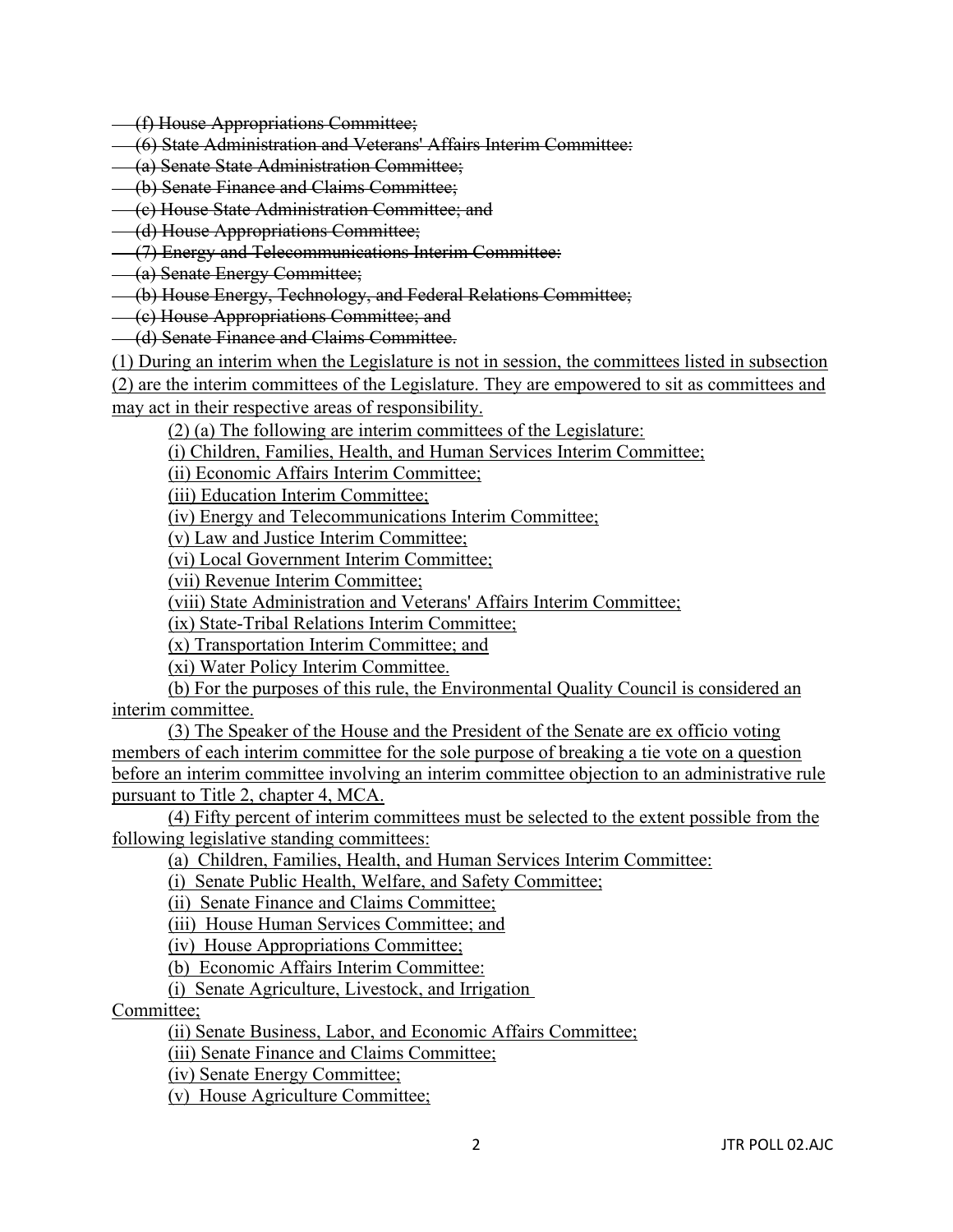~~(f) House Appropriations Committee;~~

~~(6) State Administration and Veterans' Affairs Interim Committee:~~

~~(a) Senate State Administration Committee;~~

~~(b) Senate Finance and Claims Committee;~~

~~(c) House State Administration Committee; and~~

~~(d) House Appropriations Committee;~~

~~(7) Energy and Telecommunications Interim Committee:~~

~~(a) Senate Energy Committee;~~

~~(b) House Energy, Technology, and Federal Relations Committee;~~

~~(c) House Appropriations Committee; and~~

~~(d) Senate Finance and Claims Committee.~~

<u>(1) During an interim when the Legislature is not in session, the committees listed in subsection (2) are the interim committees of the Legislature. They are empowered to sit as committees and may act in their respective areas of responsibility.</u>

<u>(2) (a) The following are interim committees of the Legislature:</u>

<u>(i) Children, Families, Health, and Human Services Interim Committee;</u>

<u>(ii) Economic Affairs Interim Committee;</u>

<u>(iii) Education Interim Committee;</u>

<u>(iv) Energy and Telecommunications Interim Committee;</u>

<u>(v) Law and Justice Interim Committee;</u>

<u>(vi) Local Government Interim Committee;</u>

<u>(vii) Revenue Interim Committee;</u>

<u>(viii) State Administration and Veterans' Affairs Interim Committee;</u>

<u>(ix) State-Tribal Relations Interim Committee;</u>

<u>(x) Transportation Interim Committee; and</u>

<u>(xi) Water Policy Interim Committee.</u>

<u>(b) For the purposes of this rule, the Environmental Quality Council is considered an interim committee.</u>

<u>(3) The Speaker of the House and the President of the Senate are ex officio voting members of each interim committee for the sole purpose of breaking a tie vote on a question before an interim committee involving an interim committee objection to an administrative rule pursuant to Title 2, chapter 4, MCA.</u>

<u>(4) Fifty percent of interim committees must be selected to the extent possible from the following legislative standing committees:</u>

<u>(a) Children, Families, Health, and Human Services Interim Committee:</u>

<u>(i) Senate Public Health, Welfare, and Safety Committee;</u>

<u>(ii) Senate Finance and Claims Committee;</u>

<u>(iii) House Human Services Committee; and</u>

<u>(iv) House Appropriations Committee;</u>

<u>(b) Economic Affairs Interim Committee:</u>

<u>(i) Senate Agriculture, Livestock, and Irrigation Committee;</u>

<u>(ii) Senate Business, Labor, and Economic Affairs Committee;</u>

<u>(iii) Senate Finance and Claims Committee;</u>

<u>(iv) Senate Energy Committee;</u>

<u>(v) House Agriculture Committee;</u>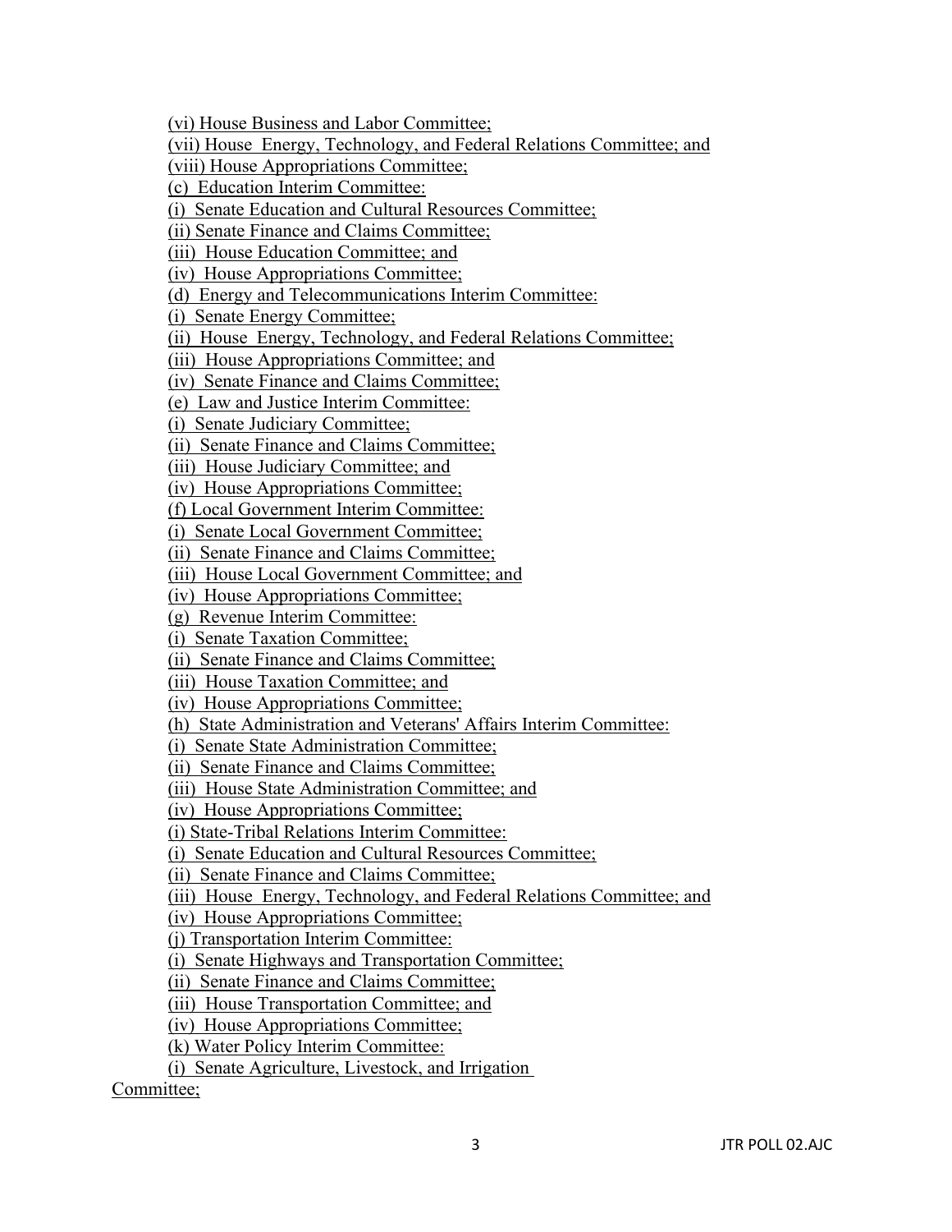(vi) House Business and Labor Committee;

(vii) House Energy, Technology, and Federal Relations Committee; and

(viii) House Appropriations Committee;

(c) Education Interim Committee:

(i) Senate Education and Cultural Resources Committee;

(ii) Senate Finance and Claims Committee;

(iii) House Education Committee; and

(iv) House Appropriations Committee;

(d) Energy and Telecommunications Interim Committee:

(i) Senate Energy Committee;

(ii) House Energy, Technology, and Federal Relations Committee;

(iii) House Appropriations Committee; and

(iv) Senate Finance and Claims Committee;

(e) Law and Justice Interim Committee:

(i) Senate Judiciary Committee;

(ii) Senate Finance and Claims Committee;

(iii) House Judiciary Committee; and

(iv) House Appropriations Committee;

(f) Local Government Interim Committee:

(i) Senate Local Government Committee;

(ii) Senate Finance and Claims Committee;

(iii) House Local Government Committee; and

(iv) House Appropriations Committee;

(g) Revenue Interim Committee:

(i) Senate Taxation Committee;

(ii) Senate Finance and Claims Committee;

(iii) House Taxation Committee; and

(iv) House Appropriations Committee;

(h) State Administration and Veterans' Affairs Interim Committee:

(i) Senate State Administration Committee;

(ii) Senate Finance and Claims Committee;

(iii) House State Administration Committee; and

(iv) House Appropriations Committee;

(i) State-Tribal Relations Interim Committee:

(i) Senate Education and Cultural Resources Committee;

(ii) Senate Finance and Claims Committee;

(iii) House Energy, Technology, and Federal Relations Committee; and

(iv) House Appropriations Committee;

(j) Transportation Interim Committee:

(i) Senate Highways and Transportation Committee;

(ii) Senate Finance and Claims Committee;

(iii) House Transportation Committee; and

(iv) House Appropriations Committee;

(k) Water Policy Interim Committee:

(i) Senate Agriculture, Livestock, and Irrigation Committee;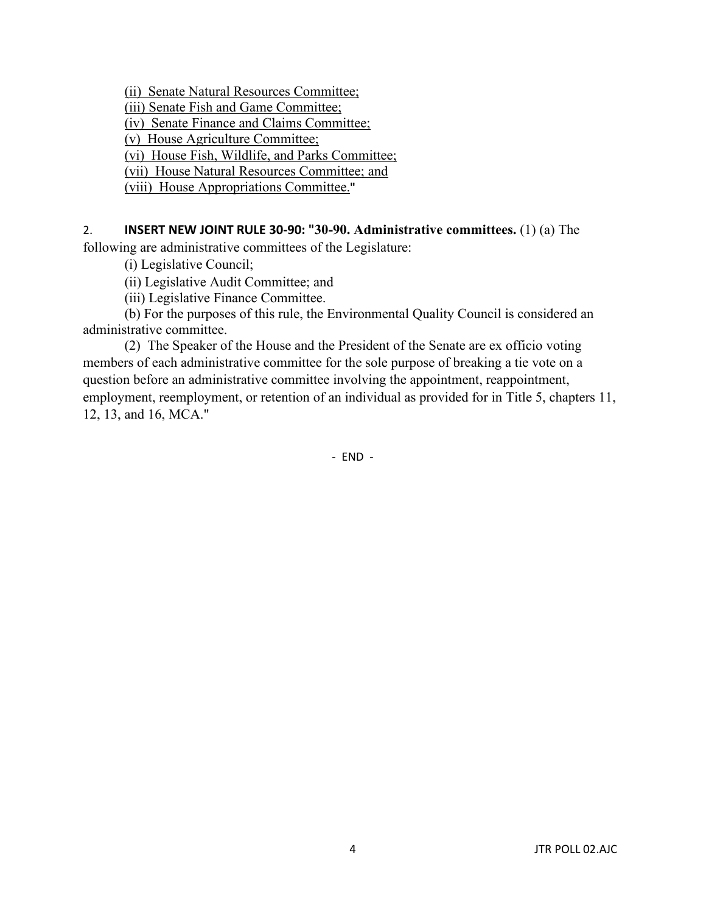(ii) Senate Natural Resources Committee;

(iii) Senate Fish and Game Committee;

(iv) Senate Finance and Claims Committee;

(v) House Agriculture Committee;

(vi) House Fish, Wildlife, and Parks Committee;

(vii) House Natural Resources Committee; and

(viii) House Appropriations Committee."

2. **INSERT NEW JOINT RULE 30-90: "30-90. Administrative committees.** (1) (a) The following are administrative committees of the Legislature:

(i) Legislative Council;

(ii) Legislative Audit Committee; and

(iii) Legislative Finance Committee.

(b) For the purposes of this rule, the Environmental Quality Council is considered an administrative committee.

(2) The Speaker of the House and the President of the Senate are ex officio voting members of each administrative committee for the sole purpose of breaking a tie vote on a question before an administrative committee involving the appointment, reappointment, employment, reemployment, or retention of an individual as provided for in Title 5, chapters 11, 12, 13, and 16, MCA."

\- END -